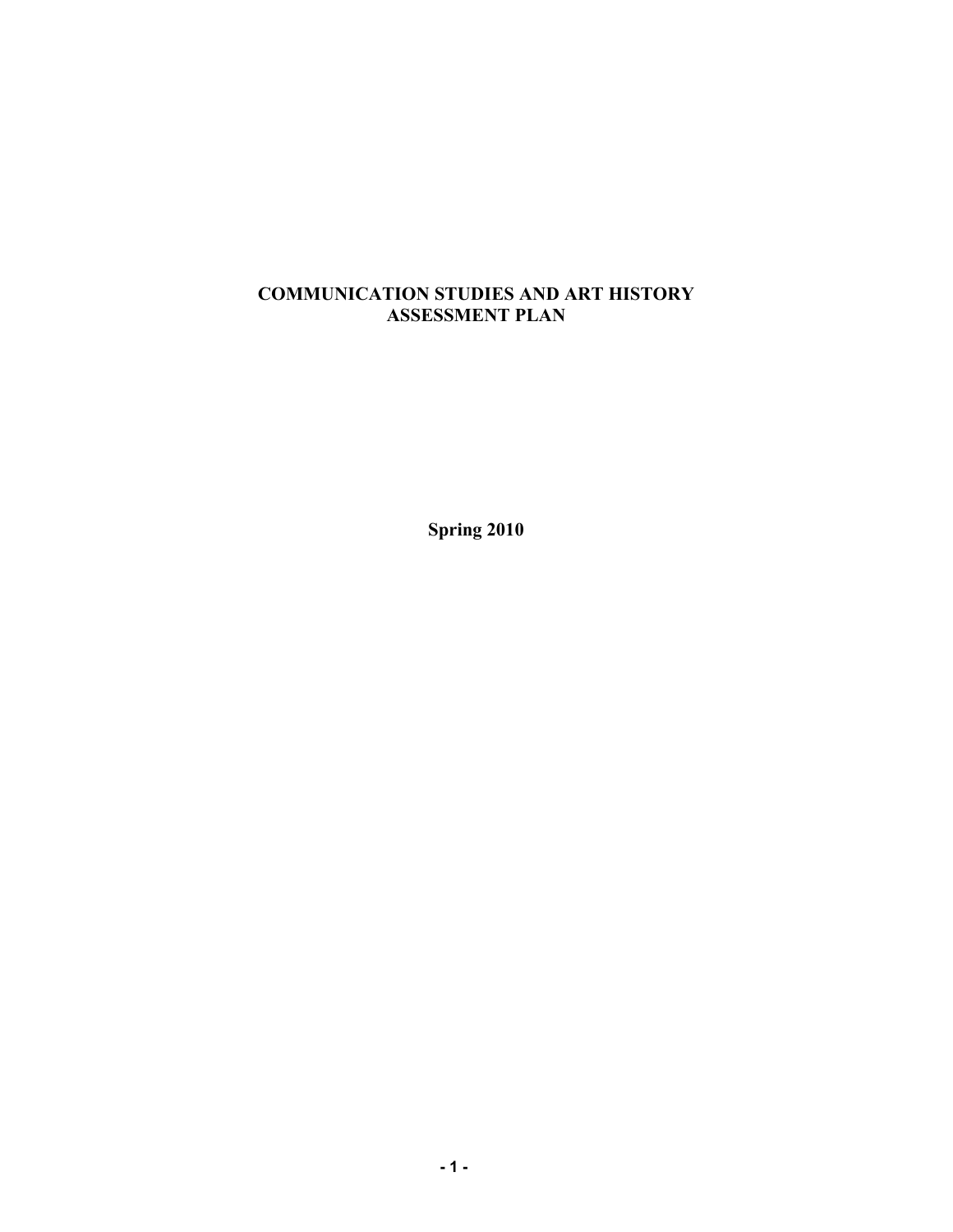# COMMUNICATION STUDIES AND ART HISTORY
# ASSESSMENT PLAN

**Spring 2010**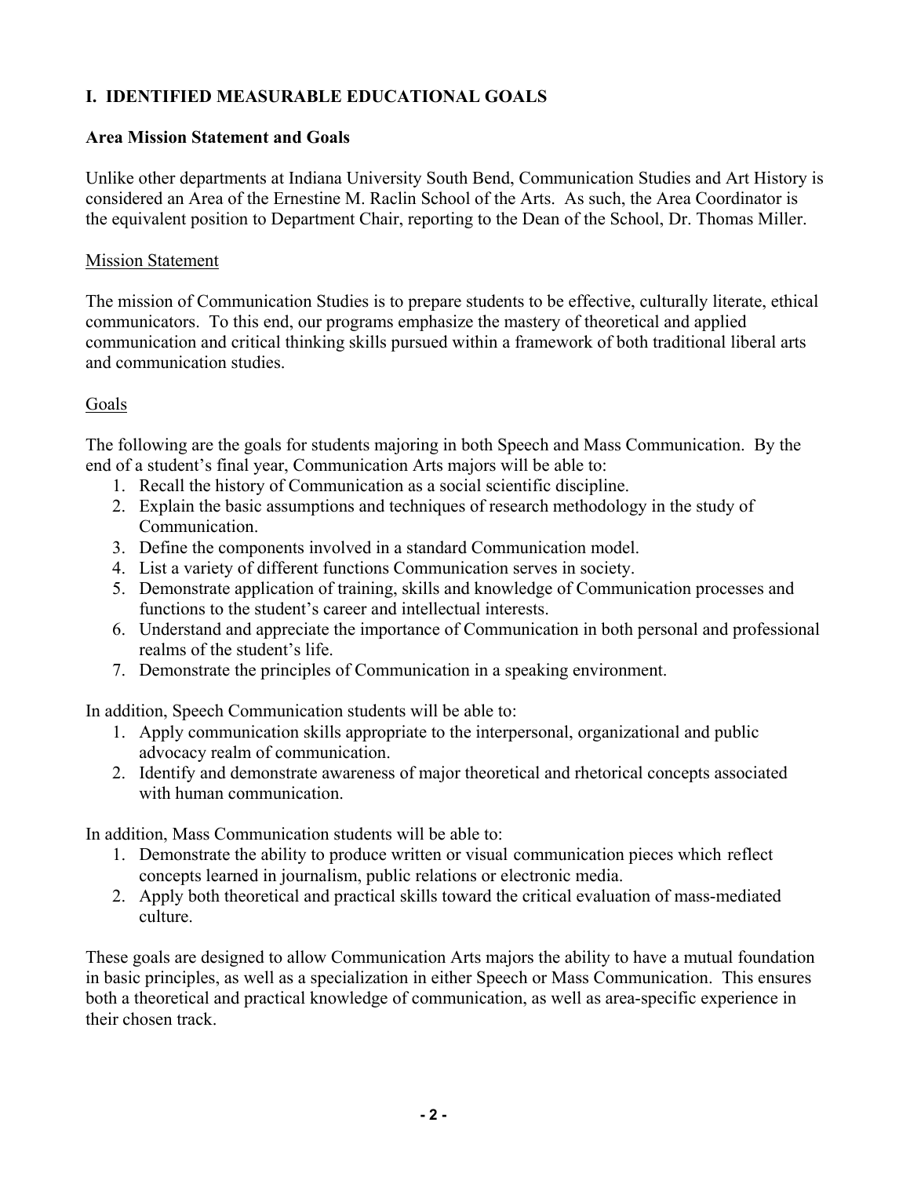## I. IDENTIFIED MEASURABLE EDUCATIONAL GOALS

### Area Mission Statement and Goals

Unlike other departments at Indiana University South Bend, Communication Studies and Art History is considered an Area of the Ernestine M. Raclin School of the Arts. As such, the Area Coordinator is the equivalent position to Department Chair, reporting to the Dean of the School, Dr. Thomas Miller.

#### Mission Statement

The mission of Communication Studies is to prepare students to be effective, culturally literate, ethical communicators. To this end, our programs emphasize the mastery of theoretical and applied communication and critical thinking skills pursued within a framework of both traditional liberal arts and communication studies.

#### Goals

The following are the goals for students majoring in both Speech and Mass Communication. By the end of a student's final year, Communication Arts majors will be able to:

1. Recall the history of Communication as a social scientific discipline.
2. Explain the basic assumptions and techniques of research methodology in the study of Communication.
3. Define the components involved in a standard Communication model.
4. List a variety of different functions Communication serves in society.
5. Demonstrate application of training, skills and knowledge of Communication processes and functions to the student's career and intellectual interests.
6. Understand and appreciate the importance of Communication in both personal and professional realms of the student's life.
7. Demonstrate the principles of Communication in a speaking environment.

In addition, Speech Communication students will be able to:

1. Apply communication skills appropriate to the interpersonal, organizational and public advocacy realm of communication.
2. Identify and demonstrate awareness of major theoretical and rhetorical concepts associated with human communication.

In addition, Mass Communication students will be able to:

1. Demonstrate the ability to produce written or visual communication pieces which reflect concepts learned in journalism, public relations or electronic media.
2. Apply both theoretical and practical skills toward the critical evaluation of mass-mediated culture.

These goals are designed to allow Communication Arts majors the ability to have a mutual foundation in basic principles, as well as a specialization in either Speech or Mass Communication. This ensures both a theoretical and practical knowledge of communication, as well as area-specific experience in their chosen track.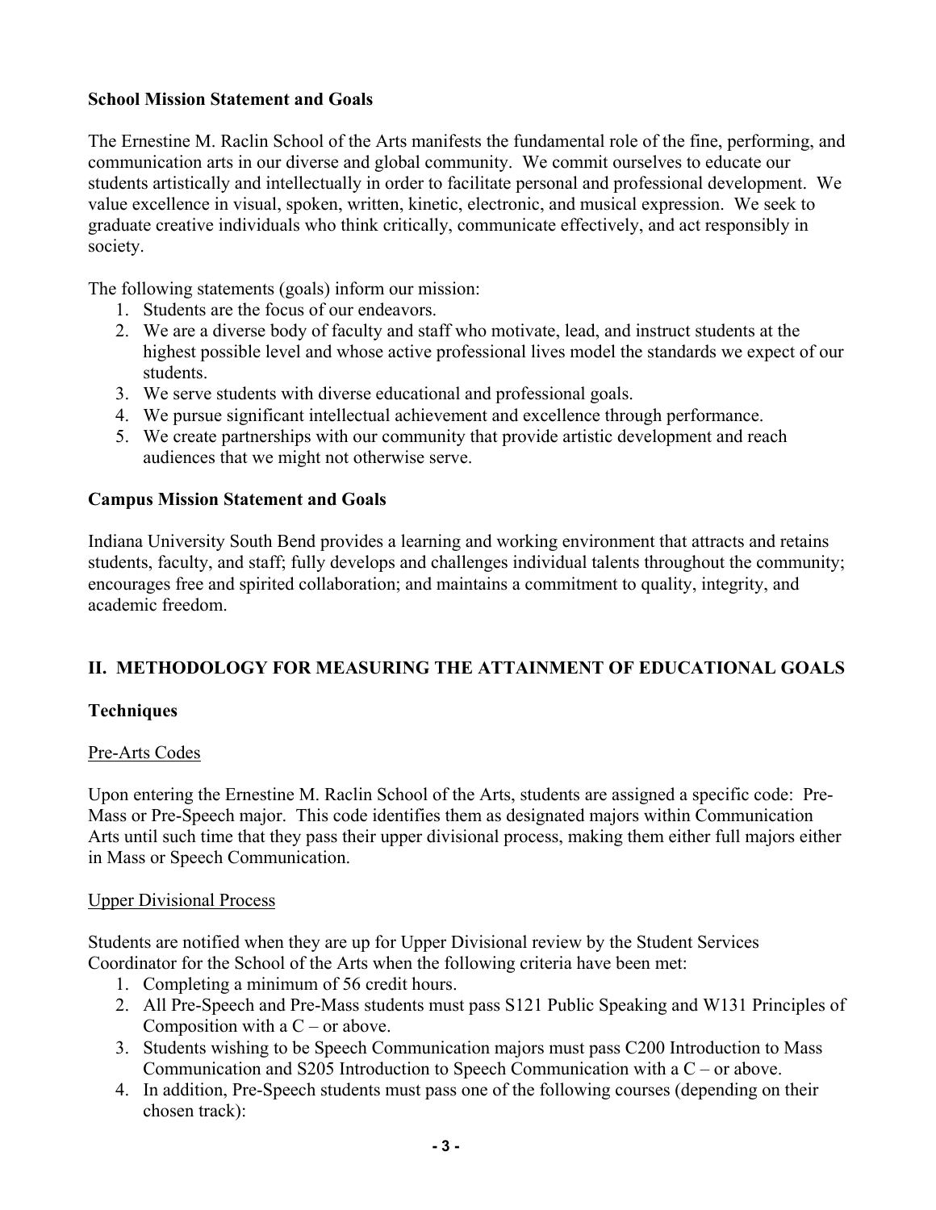**School Mission Statement and Goals**

The Ernestine M. Raclin School of the Arts manifests the fundamental role of the fine, performing, and communication arts in our diverse and global community. We commit ourselves to educate our students artistically and intellectually in order to facilitate personal and professional development. We value excellence in visual, spoken, written, kinetic, electronic, and musical expression. We seek to graduate creative individuals who think critically, communicate effectively, and act responsibly in society.

The following statements (goals) inform our mission:

1. Students are the focus of our endeavors.
2. We are a diverse body of faculty and staff who motivate, lead, and instruct students at the highest possible level and whose active professional lives model the standards we expect of our students.
3. We serve students with diverse educational and professional goals.
4. We pursue significant intellectual achievement and excellence through performance.
5. We create partnerships with our community that provide artistic development and reach audiences that we might not otherwise serve.

**Campus Mission Statement and Goals**

Indiana University South Bend provides a learning and working environment that attracts and retains students, faculty, and staff; fully develops and challenges individual talents throughout the community; encourages free and spirited collaboration; and maintains a commitment to quality, integrity, and academic freedom.

## II. METHODOLOGY FOR MEASURING THE ATTAINMENT OF EDUCATIONAL GOALS

### Techniques

Pre-Arts Codes

Upon entering the Ernestine M. Raclin School of the Arts, students are assigned a specific code: Pre-Mass or Pre-Speech major. This code identifies them as designated majors within Communication Arts until such time that they pass their upper divisional process, making them either full majors either in Mass or Speech Communication.

Upper Divisional Process

Students are notified when they are up for Upper Divisional review by the Student Services Coordinator for the School of the Arts when the following criteria have been met:

1. Completing a minimum of 56 credit hours.
2. All Pre-Speech and Pre-Mass students must pass S121 Public Speaking and W131 Principles of Composition with a C – or above.
3. Students wishing to be Speech Communication majors must pass C200 Introduction to Mass Communication and S205 Introduction to Speech Communication with a C – or above.
4. In addition, Pre-Speech students must pass one of the following courses (depending on their chosen track):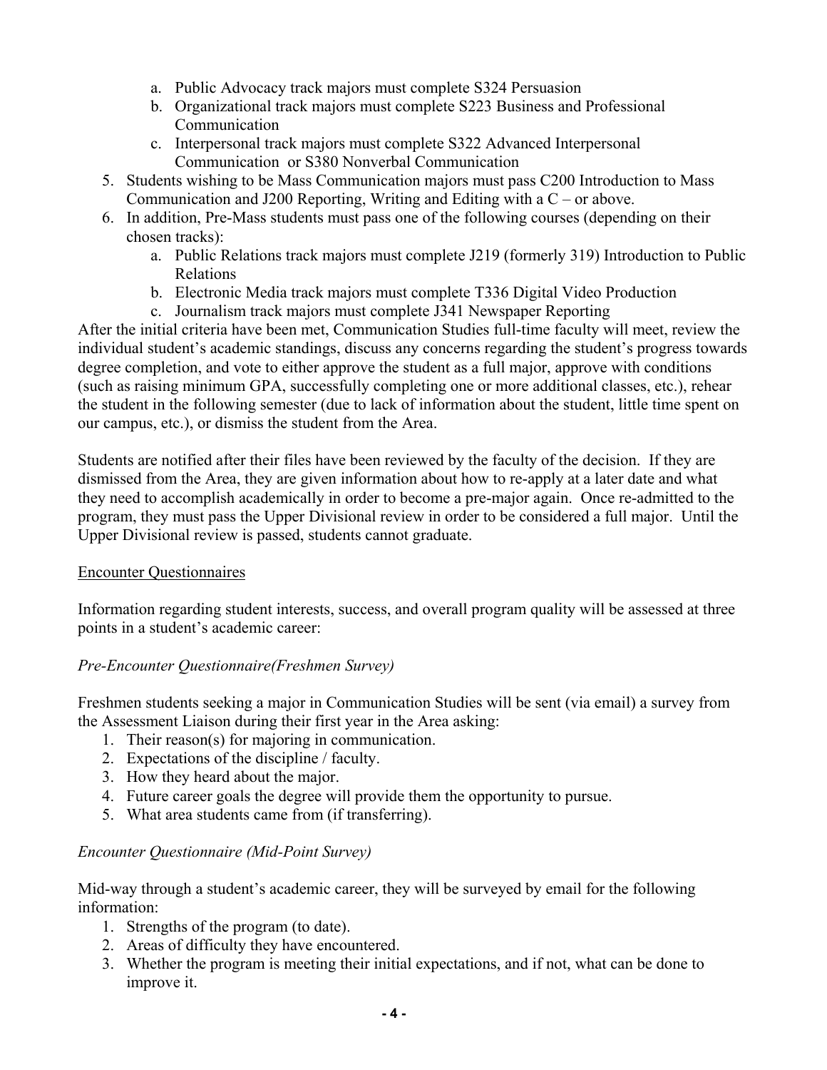a. Public Advocacy track majors must complete S324 Persuasion
   b. Organizational track majors must complete S223 Business and Professional Communication
   c. Interpersonal track majors must complete S322 Advanced Interpersonal Communication or S380 Nonverbal Communication
5. Students wishing to be Mass Communication majors must pass C200 Introduction to Mass Communication and J200 Reporting, Writing and Editing with a C – or above.
6. In addition, Pre-Mass students must pass one of the following courses (depending on their chosen tracks):
   a. Public Relations track majors must complete J219 (formerly 319) Introduction to Public Relations
   b. Electronic Media track majors must complete T336 Digital Video Production
   c. Journalism track majors must complete J341 Newspaper Reporting

After the initial criteria have been met, Communication Studies full-time faculty will meet, review the individual student's academic standings, discuss any concerns regarding the student's progress towards degree completion, and vote to either approve the student as a full major, approve with conditions (such as raising minimum GPA, successfully completing one or more additional classes, etc.), rehear the student in the following semester (due to lack of information about the student, little time spent on our campus, etc.), or dismiss the student from the Area.

Students are notified after their files have been reviewed by the faculty of the decision. If they are dismissed from the Area, they are given information about how to re-apply at a later date and what they need to accomplish academically in order to become a pre-major again. Once re-admitted to the program, they must pass the Upper Divisional review in order to be considered a full major. Until the Upper Divisional review is passed, students cannot graduate.

## Encounter Questionnaires

Information regarding student interests, success, and overall program quality will be assessed at three points in a student's academic career:

### *Pre-Encounter Questionnaire(Freshmen Survey)*

Freshmen students seeking a major in Communication Studies will be sent (via email) a survey from the Assessment Liaison during their first year in the Area asking:

1. Their reason(s) for majoring in communication.
2. Expectations of the discipline / faculty.
3. How they heard about the major.
4. Future career goals the degree will provide them the opportunity to pursue.
5. What area students came from (if transferring).

### *Encounter Questionnaire (Mid-Point Survey)*

Mid-way through a student's academic career, they will be surveyed by email for the following information:

1. Strengths of the program (to date).
2. Areas of difficulty they have encountered.
3. Whether the program is meeting their initial expectations, and if not, what can be done to improve it.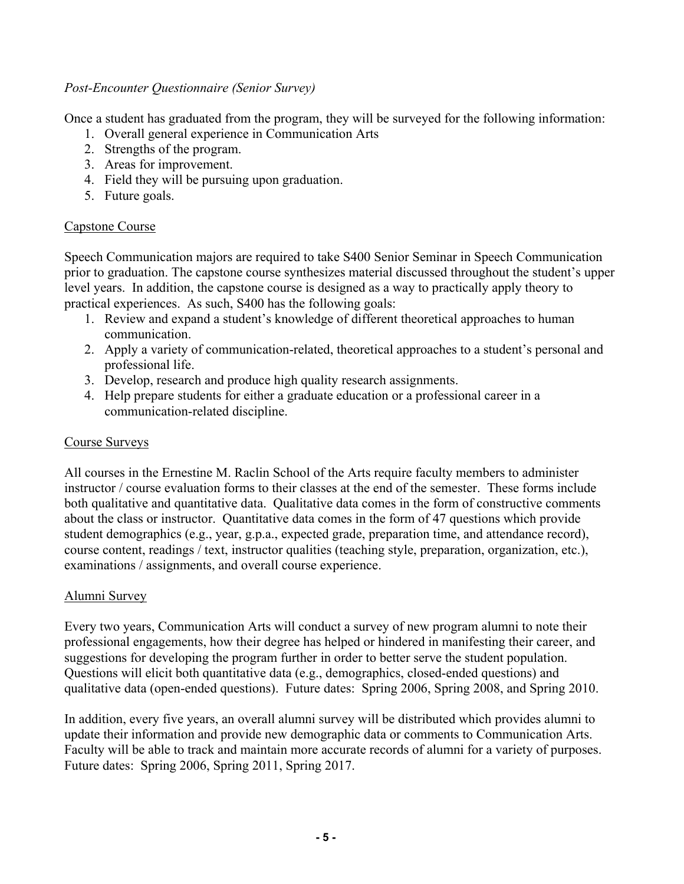*Post-Encounter Questionnaire (Senior Survey)*

Once a student has graduated from the program, they will be surveyed for the following information:

1. Overall general experience in Communication Arts
2. Strengths of the program.
3. Areas for improvement.
4. Field they will be pursuing upon graduation.
5. Future goals.

## Capstone Course

Speech Communication majors are required to take S400 Senior Seminar in Speech Communication prior to graduation. The capstone course synthesizes material discussed throughout the student's upper level years. In addition, the capstone course is designed as a way to practically apply theory to practical experiences. As such, S400 has the following goals:

1. Review and expand a student's knowledge of different theoretical approaches to human communication.
2. Apply a variety of communication-related, theoretical approaches to a student's personal and professional life.
3. Develop, research and produce high quality research assignments.
4. Help prepare students for either a graduate education or a professional career in a communication-related discipline.

## Course Surveys

All courses in the Ernestine M. Raclin School of the Arts require faculty members to administer instructor / course evaluation forms to their classes at the end of the semester. These forms include both qualitative and quantitative data. Qualitative data comes in the form of constructive comments about the class or instructor. Quantitative data comes in the form of 47 questions which provide student demographics (e.g., year, g.p.a., expected grade, preparation time, and attendance record), course content, readings / text, instructor qualities (teaching style, preparation, organization, etc.), examinations / assignments, and overall course experience.

## Alumni Survey

Every two years, Communication Arts will conduct a survey of new program alumni to note their professional engagements, how their degree has helped or hindered in manifesting their career, and suggestions for developing the program further in order to better serve the student population. Questions will elicit both quantitative data (e.g., demographics, closed-ended questions) and qualitative data (open-ended questions). Future dates: Spring 2006, Spring 2008, and Spring 2010.

In addition, every five years, an overall alumni survey will be distributed which provides alumni to update their information and provide new demographic data or comments to Communication Arts. Faculty will be able to track and maintain more accurate records of alumni for a variety of purposes. Future dates: Spring 2006, Spring 2011, Spring 2017.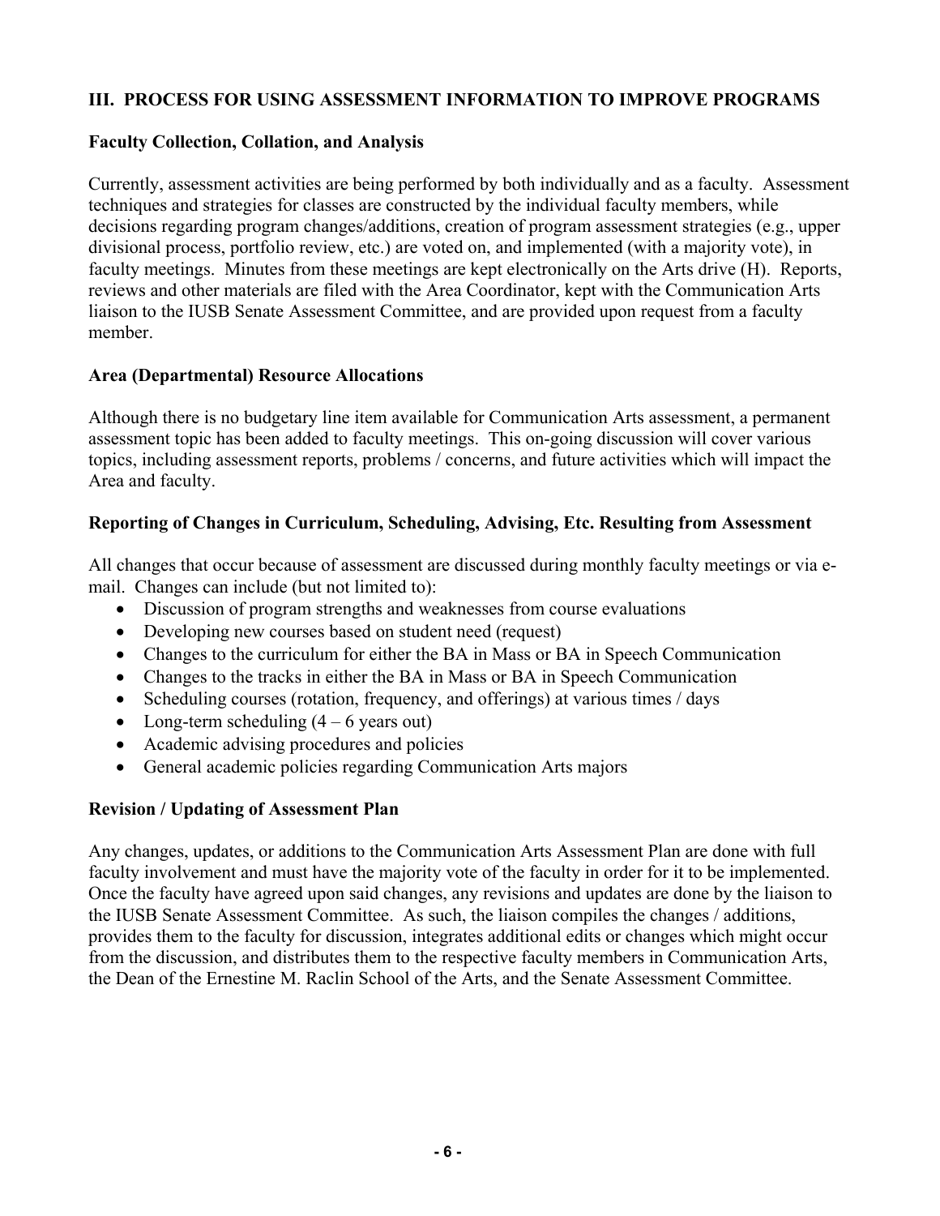## III. PROCESS FOR USING ASSESSMENT INFORMATION TO IMPROVE PROGRAMS

### Faculty Collection, Collation, and Analysis

Currently, assessment activities are being performed by both individually and as a faculty. Assessment techniques and strategies for classes are constructed by the individual faculty members, while decisions regarding program changes/additions, creation of program assessment strategies (e.g., upper divisional process, portfolio review, etc.) are voted on, and implemented (with a majority vote), in faculty meetings. Minutes from these meetings are kept electronically on the Arts drive (H). Reports, reviews and other materials are filed with the Area Coordinator, kept with the Communication Arts liaison to the IUSB Senate Assessment Committee, and are provided upon request from a faculty member.

### Area (Departmental) Resource Allocations

Although there is no budgetary line item available for Communication Arts assessment, a permanent assessment topic has been added to faculty meetings. This on-going discussion will cover various topics, including assessment reports, problems / concerns, and future activities which will impact the Area and faculty.

### Reporting of Changes in Curriculum, Scheduling, Advising, Etc. Resulting from Assessment

All changes that occur because of assessment are discussed during monthly faculty meetings or via e-mail. Changes can include (but not limited to):

- Discussion of program strengths and weaknesses from course evaluations
- Developing new courses based on student need (request)
- Changes to the curriculum for either the BA in Mass or BA in Speech Communication
- Changes to the tracks in either the BA in Mass or BA in Speech Communication
- Scheduling courses (rotation, frequency, and offerings) at various times / days
- Long-term scheduling (4 – 6 years out)
- Academic advising procedures and policies
- General academic policies regarding Communication Arts majors

### Revision / Updating of Assessment Plan

Any changes, updates, or additions to the Communication Arts Assessment Plan are done with full faculty involvement and must have the majority vote of the faculty in order for it to be implemented. Once the faculty have agreed upon said changes, any revisions and updates are done by the liaison to the IUSB Senate Assessment Committee. As such, the liaison compiles the changes / additions, provides them to the faculty for discussion, integrates additional edits or changes which might occur from the discussion, and distributes them to the respective faculty members in Communication Arts, the Dean of the Ernestine M. Raclin School of the Arts, and the Senate Assessment Committee.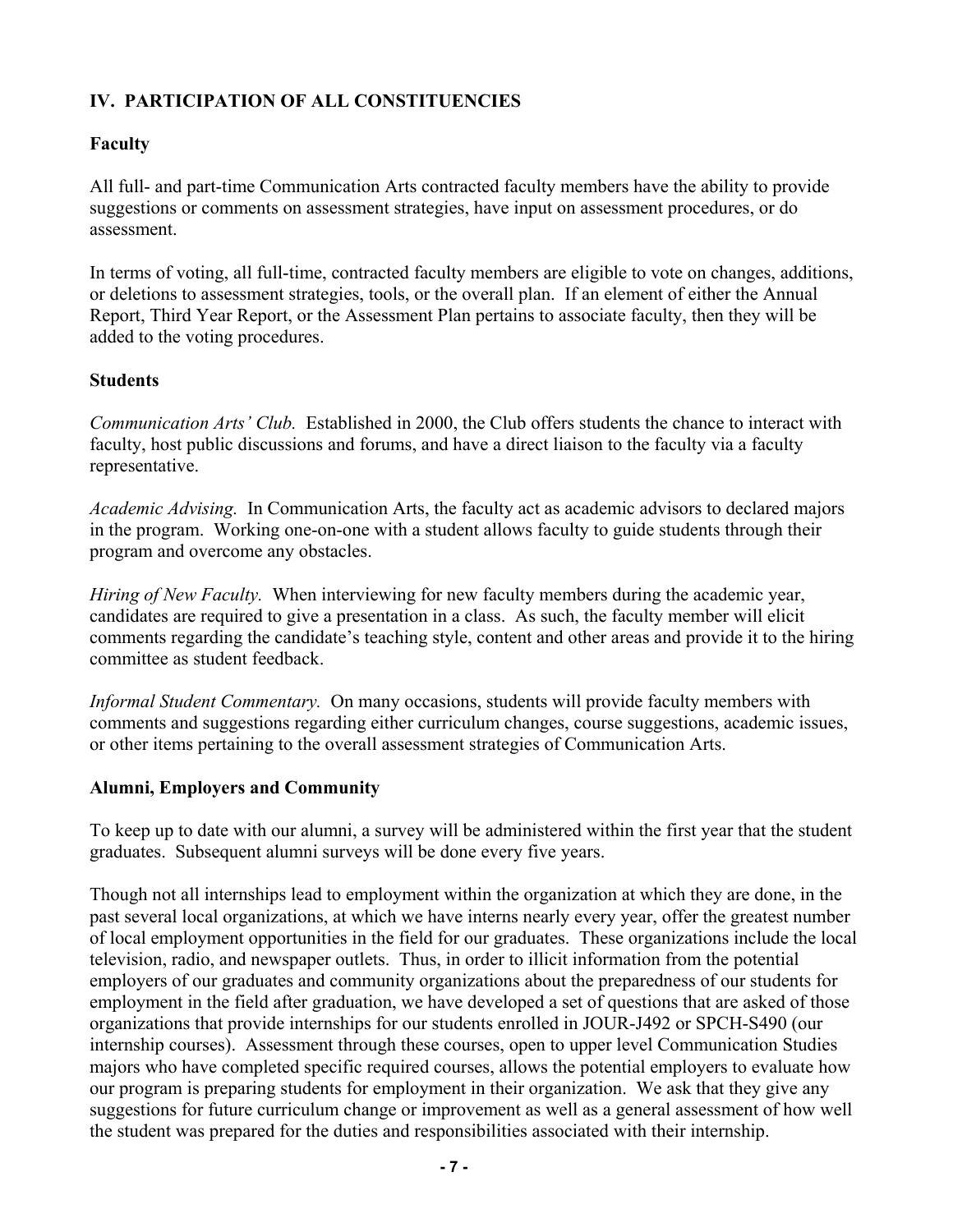## IV. PARTICIPATION OF ALL CONSTITUENCIES

### Faculty

All full- and part-time Communication Arts contracted faculty members have the ability to provide suggestions or comments on assessment strategies, have input on assessment procedures, or do assessment.

In terms of voting, all full-time, contracted faculty members are eligible to vote on changes, additions, or deletions to assessment strategies, tools, or the overall plan. If an element of either the Annual Report, Third Year Report, or the Assessment Plan pertains to associate faculty, then they will be added to the voting procedures.

### Students

*Communication Arts' Club.* Established in 2000, the Club offers students the chance to interact with faculty, host public discussions and forums, and have a direct liaison to the faculty via a faculty representative.

*Academic Advising.* In Communication Arts, the faculty act as academic advisors to declared majors in the program. Working one-on-one with a student allows faculty to guide students through their program and overcome any obstacles.

*Hiring of New Faculty.* When interviewing for new faculty members during the academic year, candidates are required to give a presentation in a class. As such, the faculty member will elicit comments regarding the candidate's teaching style, content and other areas and provide it to the hiring committee as student feedback.

*Informal Student Commentary.* On many occasions, students will provide faculty members with comments and suggestions regarding either curriculum changes, course suggestions, academic issues, or other items pertaining to the overall assessment strategies of Communication Arts.

### Alumni, Employers and Community

To keep up to date with our alumni, a survey will be administered within the first year that the student graduates. Subsequent alumni surveys will be done every five years.

Though not all internships lead to employment within the organization at which they are done, in the past several local organizations, at which we have interns nearly every year, offer the greatest number of local employment opportunities in the field for our graduates. These organizations include the local television, radio, and newspaper outlets. Thus, in order to illicit information from the potential employers of our graduates and community organizations about the preparedness of our students for employment in the field after graduation, we have developed a set of questions that are asked of those organizations that provide internships for our students enrolled in JOUR-J492 or SPCH-S490 (our internship courses). Assessment through these courses, open to upper level Communication Studies majors who have completed specific required courses, allows the potential employers to evaluate how our program is preparing students for employment in their organization. We ask that they give any suggestions for future curriculum change or improvement as well as a general assessment of how well the student was prepared for the duties and responsibilities associated with their internship.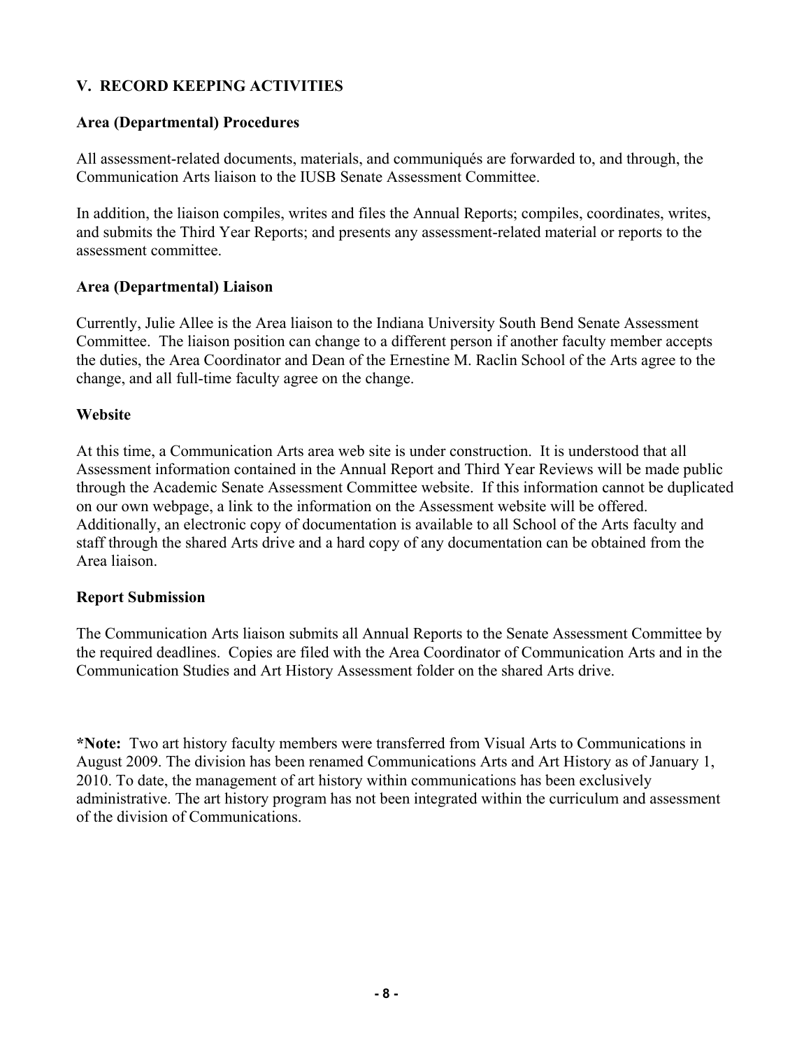## V. RECORD KEEPING ACTIVITIES

### Area (Departmental) Procedures

All assessment-related documents, materials, and communiqués are forwarded to, and through, the Communication Arts liaison to the IUSB Senate Assessment Committee.

In addition, the liaison compiles, writes and files the Annual Reports; compiles, coordinates, writes, and submits the Third Year Reports; and presents any assessment-related material or reports to the assessment committee.

### Area (Departmental) Liaison

Currently, Julie Allee is the Area liaison to the Indiana University South Bend Senate Assessment Committee. The liaison position can change to a different person if another faculty member accepts the duties, the Area Coordinator and Dean of the Ernestine M. Raclin School of the Arts agree to the change, and all full-time faculty agree on the change.

### Website

At this time, a Communication Arts area web site is under construction. It is understood that all Assessment information contained in the Annual Report and Third Year Reviews will be made public through the Academic Senate Assessment Committee website. If this information cannot be duplicated on our own webpage, a link to the information on the Assessment website will be offered. Additionally, an electronic copy of documentation is available to all School of the Arts faculty and staff through the shared Arts drive and a hard copy of any documentation can be obtained from the Area liaison.

### Report Submission

The Communication Arts liaison submits all Annual Reports to the Senate Assessment Committee by the required deadlines. Copies are filed with the Area Coordinator of Communication Arts and in the Communication Studies and Art History Assessment folder on the shared Arts drive.

***Note:** Two art history faculty members were transferred from Visual Arts to Communications in August 2009. The division has been renamed Communications Arts and Art History as of January 1, 2010. To date, the management of art history within communications has been exclusively administrative. The art history program has not been integrated within the curriculum and assessment of the division of Communications.